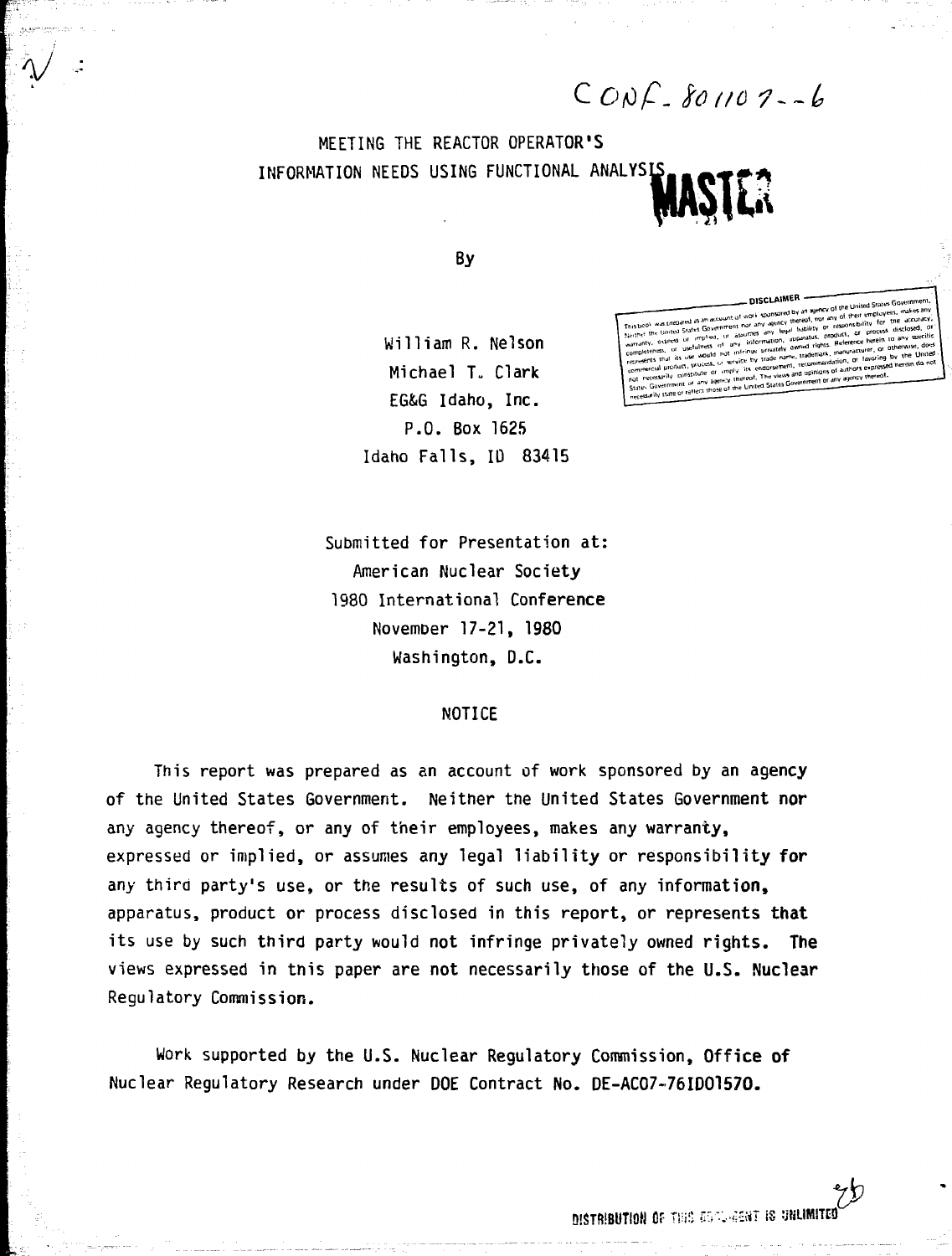CONF-801107--6

# MEETING THE REACTOR OPERATOR'S INFORMATION NEEDS USING FUNCTIONAL ANALYSIS

MASTER

By

William R. Nelson
Michael T. Clark
EG&G Idaho, Inc.
P.O. Box 1625
Idaho Falls, ID 83415

DISCLAIMER

This book was prepared as an account of work sponsored by an agency of the United States Government. Neither the United States Government nor any agency thereof, nor any of their employees, makes any warranty, express or implied, or assumes any legal liability or responsibility for the accuracy, completeness, or usefulness of any information, apparatus, product, or process disclosed, or represents that its use would not infringe privately owned rights. Reference herein to any specific commercial product, process, or service by trade name, trademark, manufacturer, or otherwise, does not necessarily constitute or imply its endorsement, recommendation, or favoring by the United States Government or any agency thereof. The views and opinions of authors expressed herein do not necessarily state or reflect those of the United States Government or any agency thereof.

Submitted for Presentation at:
American Nuclear Society
1980 International Conference
November 17-21, 1980
Washington, D.C.

## NOTICE

This report was prepared as an account of work sponsored by an agency of the United States Government. Neither the United States Government nor any agency thereof, or any of their employees, makes any warranty, expressed or implied, or assumes any legal liability or responsibility for any third party's use, or the results of such use, of any information, apparatus, product or process disclosed in this report, or represents that its use by such third party would not infringe privately owned rights. The views expressed in this paper are not necessarily those of the U.S. Nuclear Regulatory Commission.

Work supported by the U.S. Nuclear Regulatory Commission, Office of Nuclear Regulatory Research under DOE Contract No. DE-AC07-76ID01570.

DISTRIBUTION OF THIS DOCUMENT IS UNLIMITED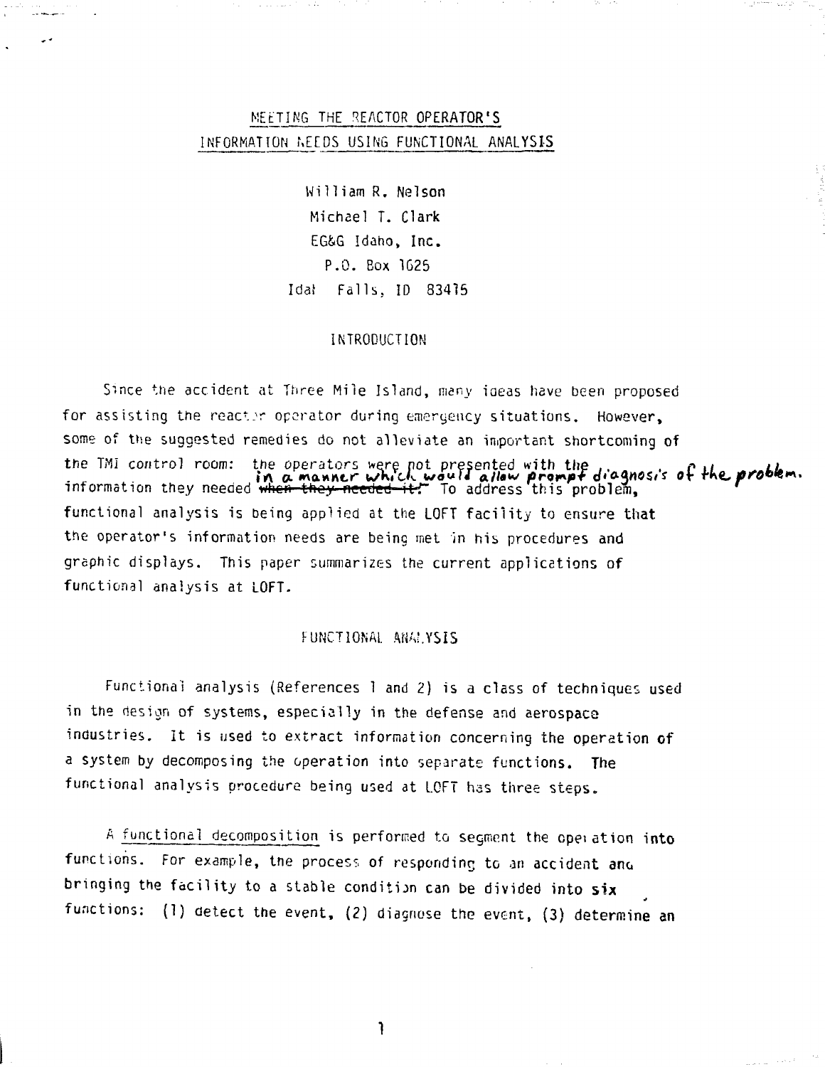# MEETING THE REACTOR OPERATOR'S INFORMATION NEEDS USING FUNCTIONAL ANALYSIS

William R. Nelson
Michael T. Clark
EG&G Idaho, Inc.
P.O. Box 1625
Idaho Falls, ID 83415

## INTRODUCTION

Since the accident at Three Mile Island, many ideas have been proposed for assisting the reactor operator during emergency situations. However, some of the suggested remedies do not alleviate an important shortcoming of the TMI control room: the operators were not presented with the information they needed ~~when they needed it.~~ in a manner which would allow prompt diagnosis of the problem. To address this problem, functional analysis is being applied at the LOFT facility to ensure that the operator's information needs are being met in his procedures and graphic displays. This paper summarizes the current applications of functional analysis at LOFT.

## FUNCTIONAL ANALYSIS

Functional analysis (References 1 and 2) is a class of techniques used in the design of systems, especially in the defense and aerospace industries. It is used to extract information concerning the operation of a system by decomposing the operation into separate functions. The functional analysis procedure being used at LOFT has three steps.

A functional decomposition is performed to segment the operation into functions. For example, the process of responding to an accident and bringing the facility to a stable condition can be divided into six functions: (1) detect the event, (2) diagnose the event, (3) determine an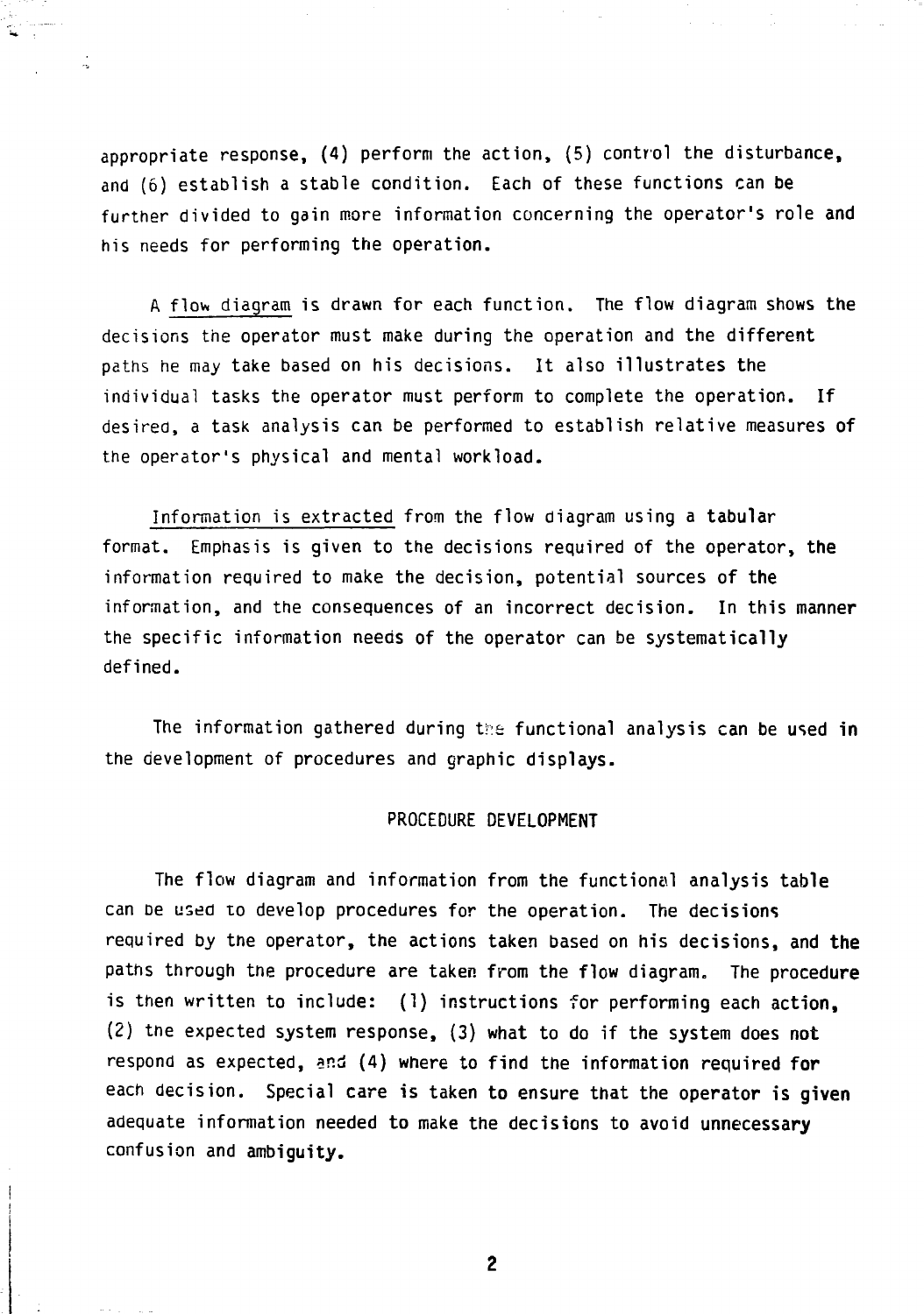appropriate response, (4) perform the action, (5) control the disturbance, and (6) establish a stable condition. Each of these functions can be further divided to gain more information concerning the operator's role and his needs for performing the operation.

A flow diagram is drawn for each function. The flow diagram shows the decisions the operator must make during the operation and the different paths he may take based on his decisions. It also illustrates the individual tasks the operator must perform to complete the operation. If desired, a task analysis can be performed to establish relative measures of the operator's physical and mental workload.

Information is extracted from the flow diagram using a tabular format. Emphasis is given to the decisions required of the operator, the information required to make the decision, potential sources of the information, and the consequences of an incorrect decision. In this manner the specific information needs of the operator can be systematically defined.

The information gathered during the functional analysis can be used in the development of procedures and graphic displays.

## PROCEDURE DEVELOPMENT

The flow diagram and information from the functional analysis table can be used to develop procedures for the operation. The decisions required by the operator, the actions taken based on his decisions, and the paths through the procedure are taken from the flow diagram. The procedure is then written to include: (1) instructions for performing each action, (2) the expected system response, (3) what to do if the system does not respond as expected, and (4) where to find the information required for each decision. Special care is taken to ensure that the operator is given adequate information needed to make the decisions to avoid unnecessary confusion and ambiguity.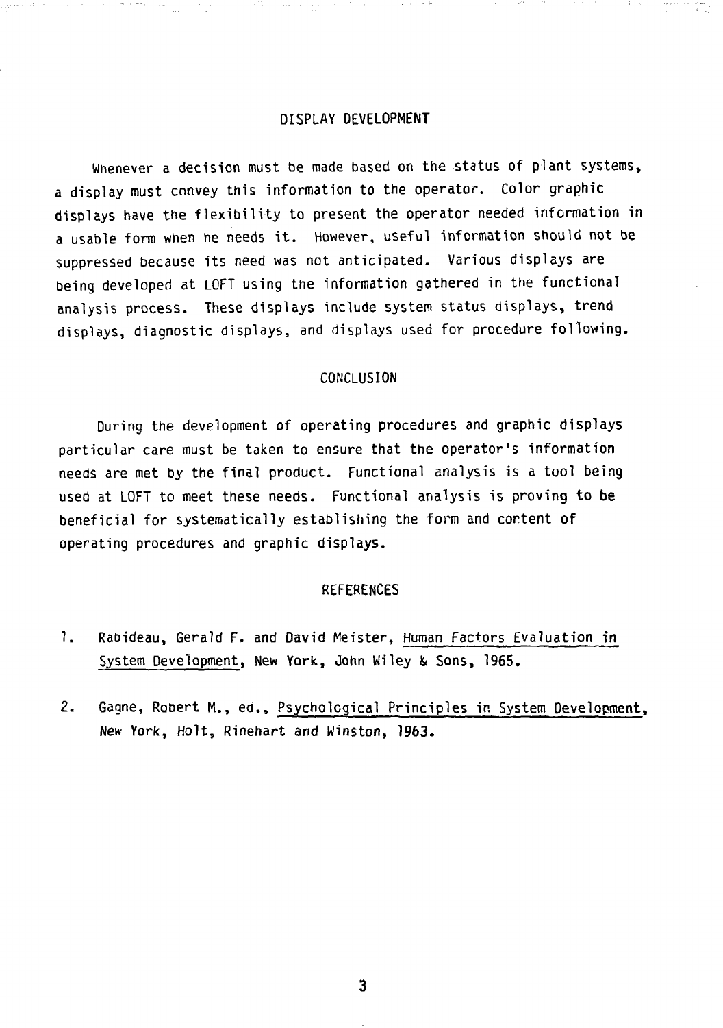## DISPLAY DEVELOPMENT

Whenever a decision must be made based on the status of plant systems, a display must convey this information to the operator. Color graphic displays have the flexibility to present the operator needed information in a usable form when he needs it. However, useful information should not be suppressed because its need was not anticipated. Various displays are being developed at LOFT using the information gathered in the functional analysis process. These displays include system status displays, trend displays, diagnostic displays, and displays used for procedure following.

## CONCLUSION

During the development of operating procedures and graphic displays particular care must be taken to ensure that the operator's information needs are met by the final product. Functional analysis is a tool being used at LOFT to meet these needs. Functional analysis is proving to be beneficial for systematically establishing the form and content of operating procedures and graphic displays.

## REFERENCES

1. Rabideau, Gerald F. and David Meister, Human Factors Evaluation in System Development, New York, John Wiley & Sons, 1965.

2. Gagne, Robert M., ed., Psychological Principles in System Development, New York, Holt, Rinehart and Winston, 1963.